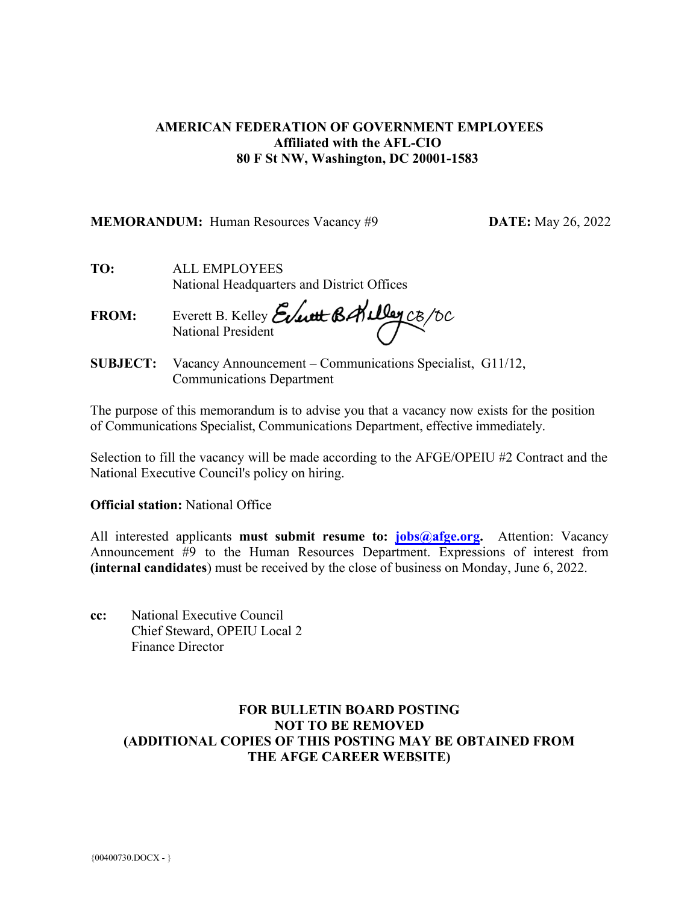**AMERICAN FEDERATION OF GOVERNMENT EMPLOYEES**
**Affiliated with the AFL-CIO**
**80 F St NW, Washington, DC 20001-1583**

**MEMORANDUM:** Human Resources Vacancy #9 **DATE:** May 26, 2022

**TO:** ALL EMPLOYEES
National Headquarters and District Offices

**FROM:** Everett B. Kelley *Everett B. Kelley CB/DC*
National President

**SUBJECT:** Vacancy Announcement – Communications Specialist, G11/12, Communications Department

The purpose of this memorandum is to advise you that a vacancy now exists for the position of Communications Specialist, Communications Department, effective immediately.

Selection to fill the vacancy will be made according to the AFGE/OPEIU #2 Contract and the National Executive Council's policy on hiring.

**Official station:** National Office

All interested applicants **must submit resume to: jobs@afge.org.** Attention: Vacancy Announcement #9 to the Human Resources Department. Expressions of interest from **(internal candidates**) must be received by the close of business on Monday, June 6, 2022.

**cc:** National Executive Council
Chief Steward, OPEIU Local 2
Finance Director

**FOR BULLETIN BOARD POSTING**
**NOT TO BE REMOVED**
**(ADDITIONAL COPIES OF THIS POSTING MAY BE OBTAINED FROM THE AFGE CAREER WEBSITE)**

{00400730.DOCX - }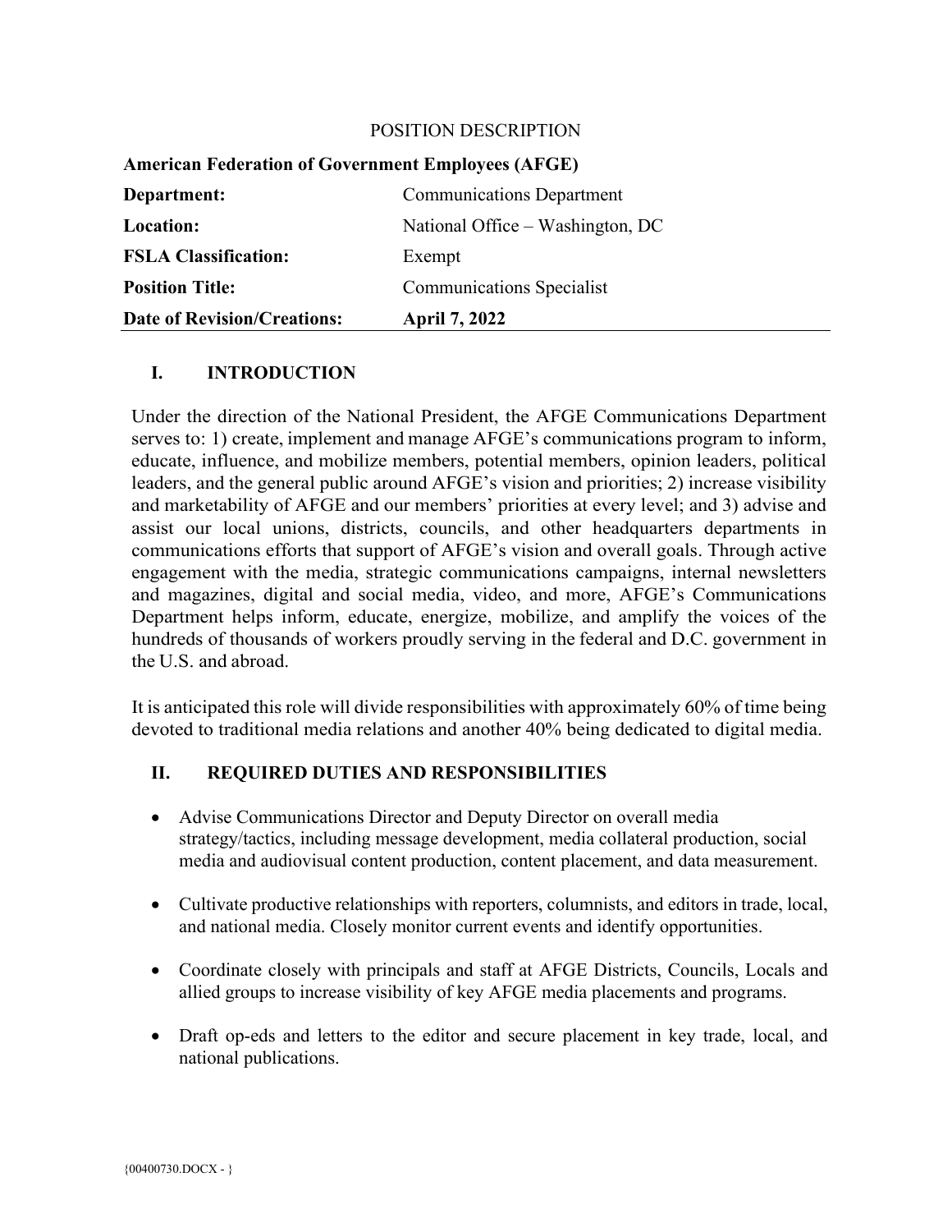POSITION DESCRIPTION

| **American Federation of Government Employees (AFGE)** | |
|---|---|
| **Department:** | Communications Department |
| **Location:** | National Office – Washington, DC |
| **FSLA Classification:** | Exempt |
| **Position Title:** | Communications Specialist |
| **Date of Revision/Creations:** | **April 7, 2022** |

## I. INTRODUCTION

Under the direction of the National President, the AFGE Communications Department serves to: 1) create, implement and manage AFGE's communications program to inform, educate, influence, and mobilize members, potential members, opinion leaders, political leaders, and the general public around AFGE's vision and priorities; 2) increase visibility and marketability of AFGE and our members' priorities at every level; and 3) advise and assist our local unions, districts, councils, and other headquarters departments in communications efforts that support of AFGE's vision and overall goals. Through active engagement with the media, strategic communications campaigns, internal newsletters and magazines, digital and social media, video, and more, AFGE's Communications Department helps inform, educate, energize, mobilize, and amplify the voices of the hundreds of thousands of workers proudly serving in the federal and D.C. government in the U.S. and abroad.

It is anticipated this role will divide responsibilities with approximately 60% of time being devoted to traditional media relations and another 40% being dedicated to digital media.

## II. REQUIRED DUTIES AND RESPONSIBILITIES

- Advise Communications Director and Deputy Director on overall media strategy/tactics, including message development, media collateral production, social media and audiovisual content production, content placement, and data measurement.

- Cultivate productive relationships with reporters, columnists, and editors in trade, local, and national media. Closely monitor current events and identify opportunities.

- Coordinate closely with principals and staff at AFGE Districts, Councils, Locals and allied groups to increase visibility of key AFGE media placements and programs.

- Draft op-eds and letters to the editor and secure placement in key trade, local, and national publications.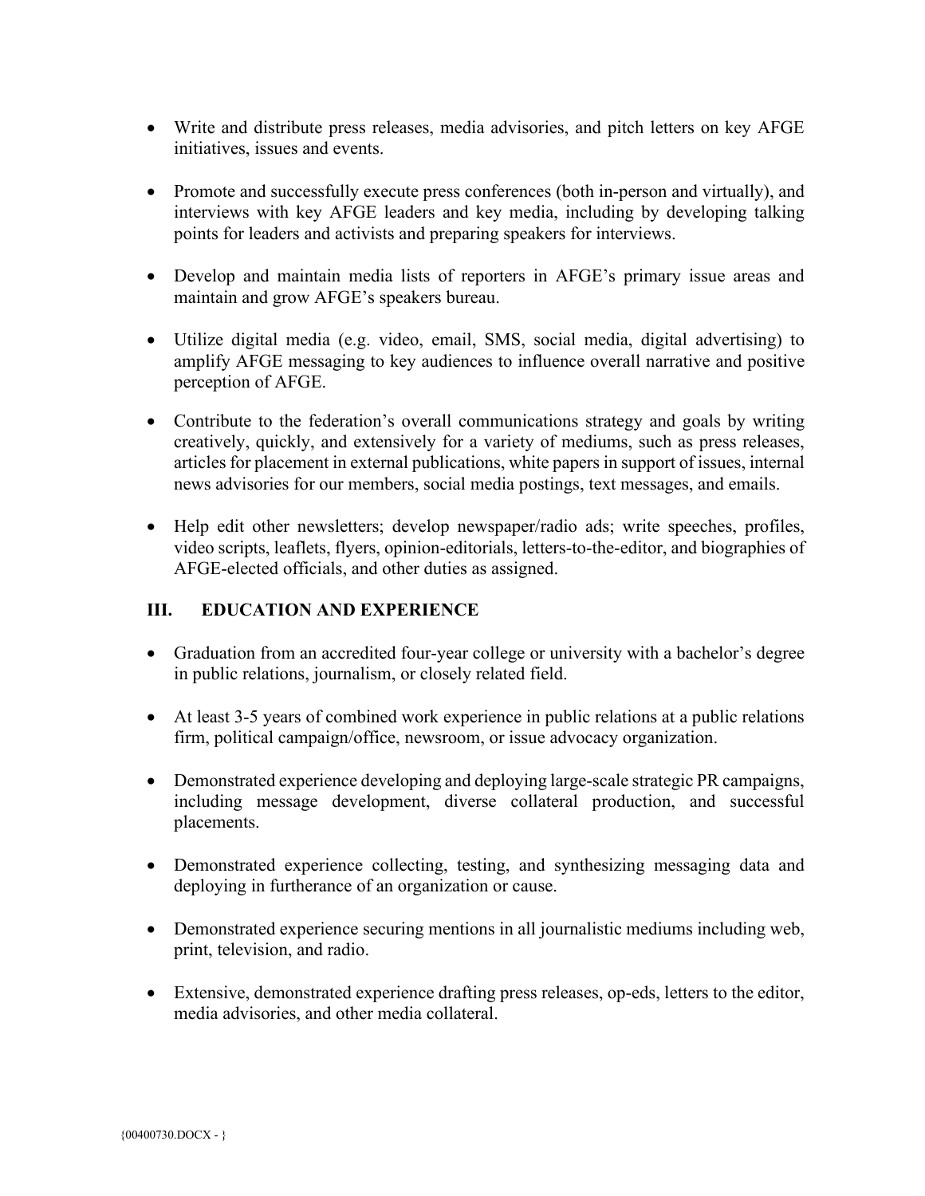- Write and distribute press releases, media advisories, and pitch letters on key AFGE initiatives, issues and events.

- Promote and successfully execute press conferences (both in-person and virtually), and interviews with key AFGE leaders and key media, including by developing talking points for leaders and activists and preparing speakers for interviews.

- Develop and maintain media lists of reporters in AFGE's primary issue areas and maintain and grow AFGE's speakers bureau.

- Utilize digital media (e.g. video, email, SMS, social media, digital advertising) to amplify AFGE messaging to key audiences to influence overall narrative and positive perception of AFGE.

- Contribute to the federation's overall communications strategy and goals by writing creatively, quickly, and extensively for a variety of mediums, such as press releases, articles for placement in external publications, white papers in support of issues, internal news advisories for our members, social media postings, text messages, and emails.

- Help edit other newsletters; develop newspaper/radio ads; write speeches, profiles, video scripts, leaflets, flyers, opinion-editorials, letters-to-the-editor, and biographies of AFGE-elected officials, and other duties as assigned.

## III. EDUCATION AND EXPERIENCE

- Graduation from an accredited four-year college or university with a bachelor's degree in public relations, journalism, or closely related field.

- At least 3-5 years of combined work experience in public relations at a public relations firm, political campaign/office, newsroom, or issue advocacy organization.

- Demonstrated experience developing and deploying large-scale strategic PR campaigns, including message development, diverse collateral production, and successful placements.

- Demonstrated experience collecting, testing, and synthesizing messaging data and deploying in furtherance of an organization or cause.

- Demonstrated experience securing mentions in all journalistic mediums including web, print, television, and radio.

- Extensive, demonstrated experience drafting press releases, op-eds, letters to the editor, media advisories, and other media collateral.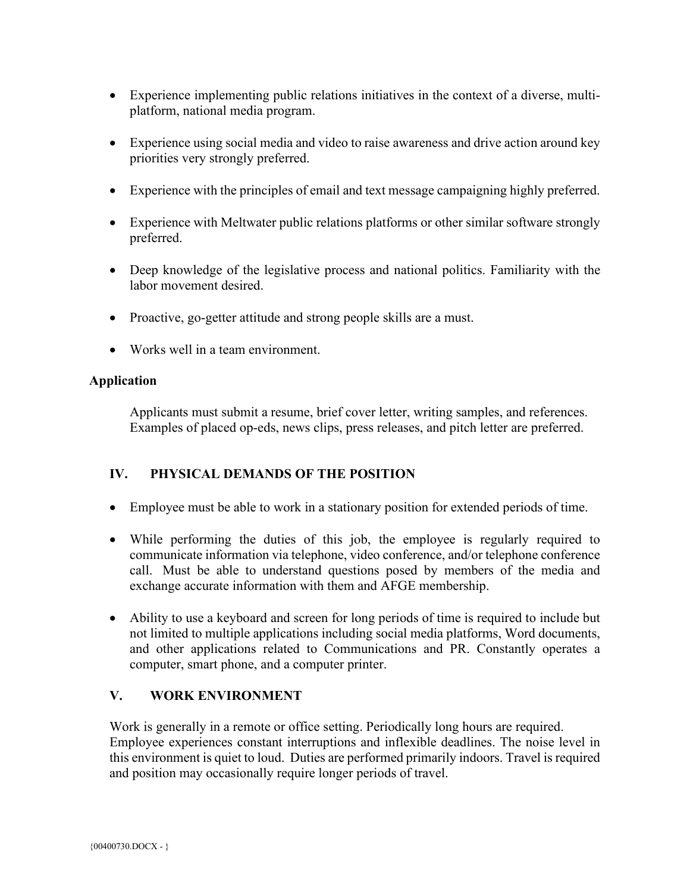- Experience implementing public relations initiatives in the context of a diverse, multi-platform, national media program.
- Experience using social media and video to raise awareness and drive action around key priorities very strongly preferred.
- Experience with the principles of email and text message campaigning highly preferred.
- Experience with Meltwater public relations platforms or other similar software strongly preferred.
- Deep knowledge of the legislative process and national politics. Familiarity with the labor movement desired.
- Proactive, go-getter attitude and strong people skills are a must.
- Works well in a team environment.

**Application**

Applicants must submit a resume, brief cover letter, writing samples, and references. Examples of placed op-eds, news clips, press releases, and pitch letter are preferred.

## IV. PHYSICAL DEMANDS OF THE POSITION

- Employee must be able to work in a stationary position for extended periods of time.
- While performing the duties of this job, the employee is regularly required to communicate information via telephone, video conference, and/or telephone conference call. Must be able to understand questions posed by members of the media and exchange accurate information with them and AFGE membership.
- Ability to use a keyboard and screen for long periods of time is required to include but not limited to multiple applications including social media platforms, Word documents, and other applications related to Communications and PR. Constantly operates a computer, smart phone, and a computer printer.

## V. WORK ENVIRONMENT

Work is generally in a remote or office setting. Periodically long hours are required. Employee experiences constant interruptions and inflexible deadlines. The noise level in this environment is quiet to loud. Duties are performed primarily indoors. Travel is required and position may occasionally require longer periods of travel.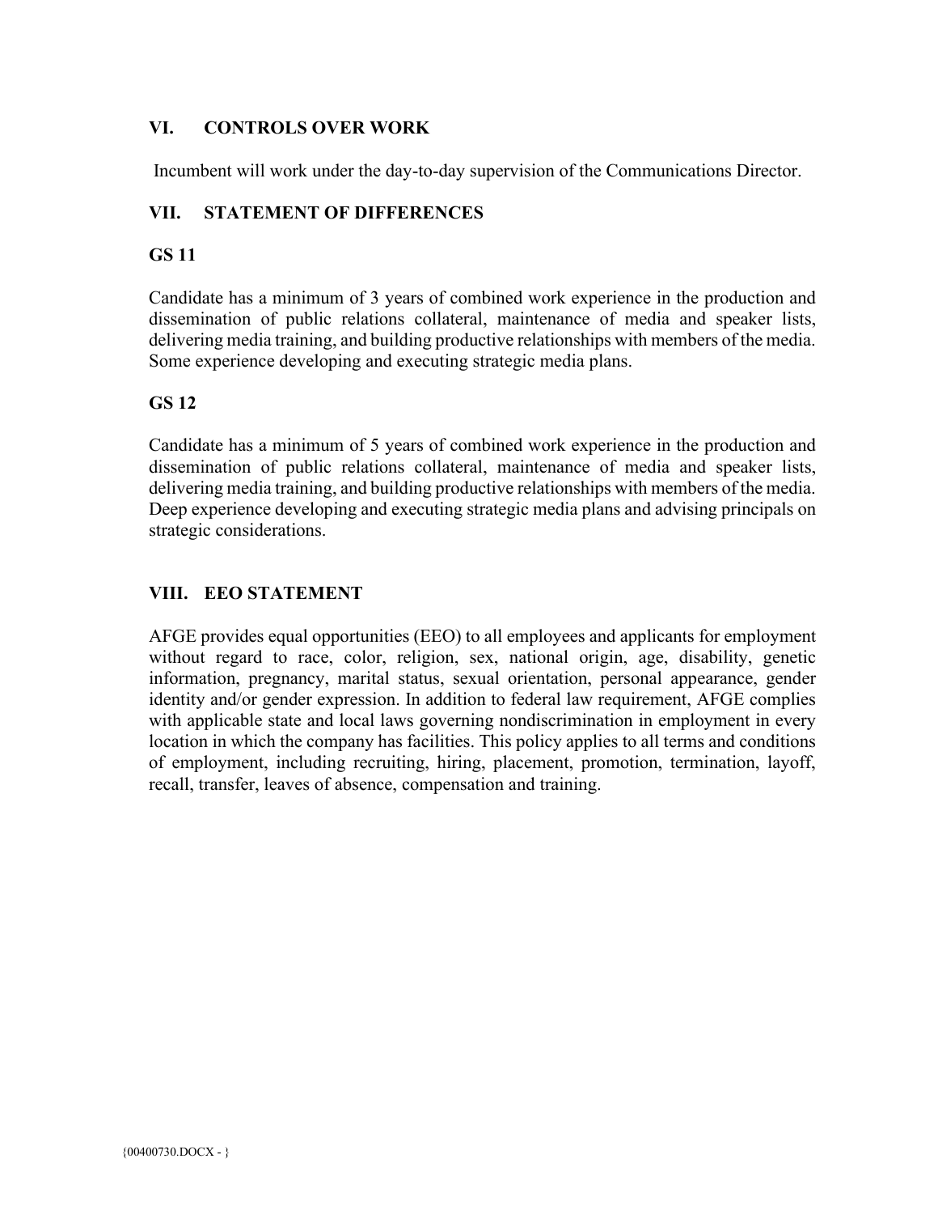## VI. CONTROLS OVER WORK

Incumbent will work under the day-to-day supervision of the Communications Director.

## VII. STATEMENT OF DIFFERENCES

### GS 11

Candidate has a minimum of 3 years of combined work experience in the production and dissemination of public relations collateral, maintenance of media and speaker lists, delivering media training, and building productive relationships with members of the media. Some experience developing and executing strategic media plans.

### GS 12

Candidate has a minimum of 5 years of combined work experience in the production and dissemination of public relations collateral, maintenance of media and speaker lists, delivering media training, and building productive relationships with members of the media. Deep experience developing and executing strategic media plans and advising principals on strategic considerations.

## VIII. EEO STATEMENT

AFGE provides equal opportunities (EEO) to all employees and applicants for employment without regard to race, color, religion, sex, national origin, age, disability, genetic information, pregnancy, marital status, sexual orientation, personal appearance, gender identity and/or gender expression. In addition to federal law requirement, AFGE complies with applicable state and local laws governing nondiscrimination in employment in every location in which the company has facilities. This policy applies to all terms and conditions of employment, including recruiting, hiring, placement, promotion, termination, layoff, recall, transfer, leaves of absence, compensation and training.